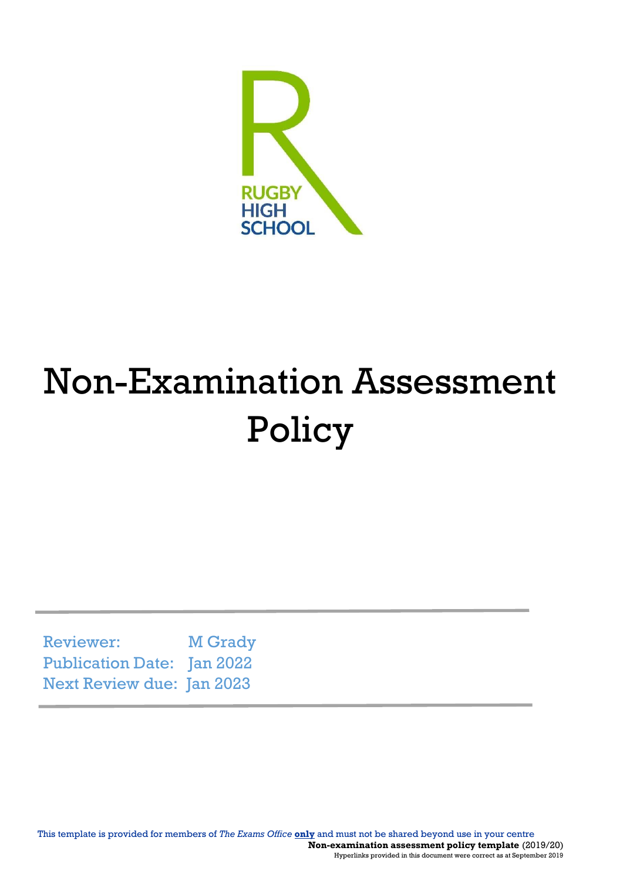RUGBY HIGH SCHOOL

# Non-Examination Assessment Policy

Reviewer: M Grady
Publication Date: Jan 2022
Next Review due: Jan 2023

This template is provided for members of *The Exams Office* **only** and must not be shared beyond use in your centre

**Non-examination assessment policy template** (2019/20)

Hyperlinks provided in this document were correct as at September 2019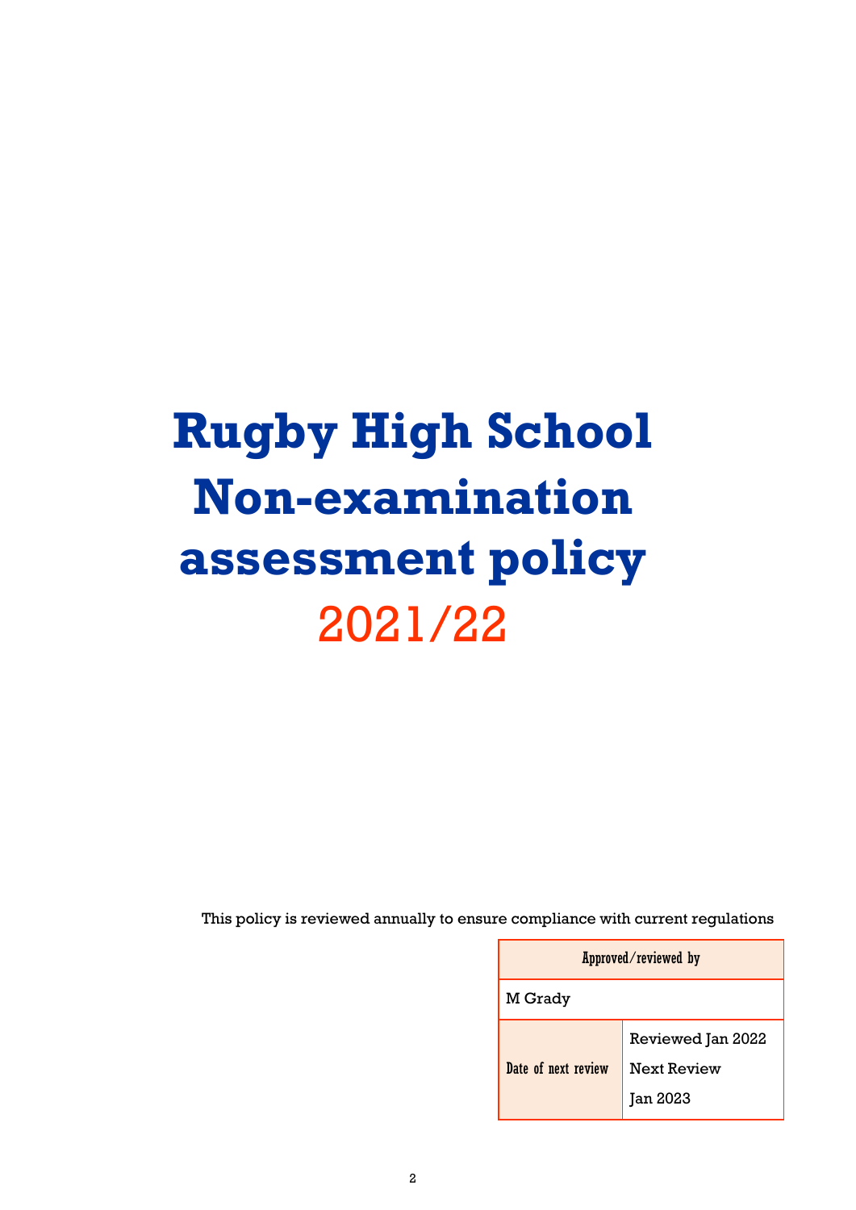# Rugby High School Non-examination assessment policy

2021/22

This policy is reviewed annually to ensure compliance with current regulations

| Approved/reviewed by | |
|---|---|
| M Grady | |
| Date of next review | Reviewed Jan 2022<br>Next Review<br>Jan 2023 |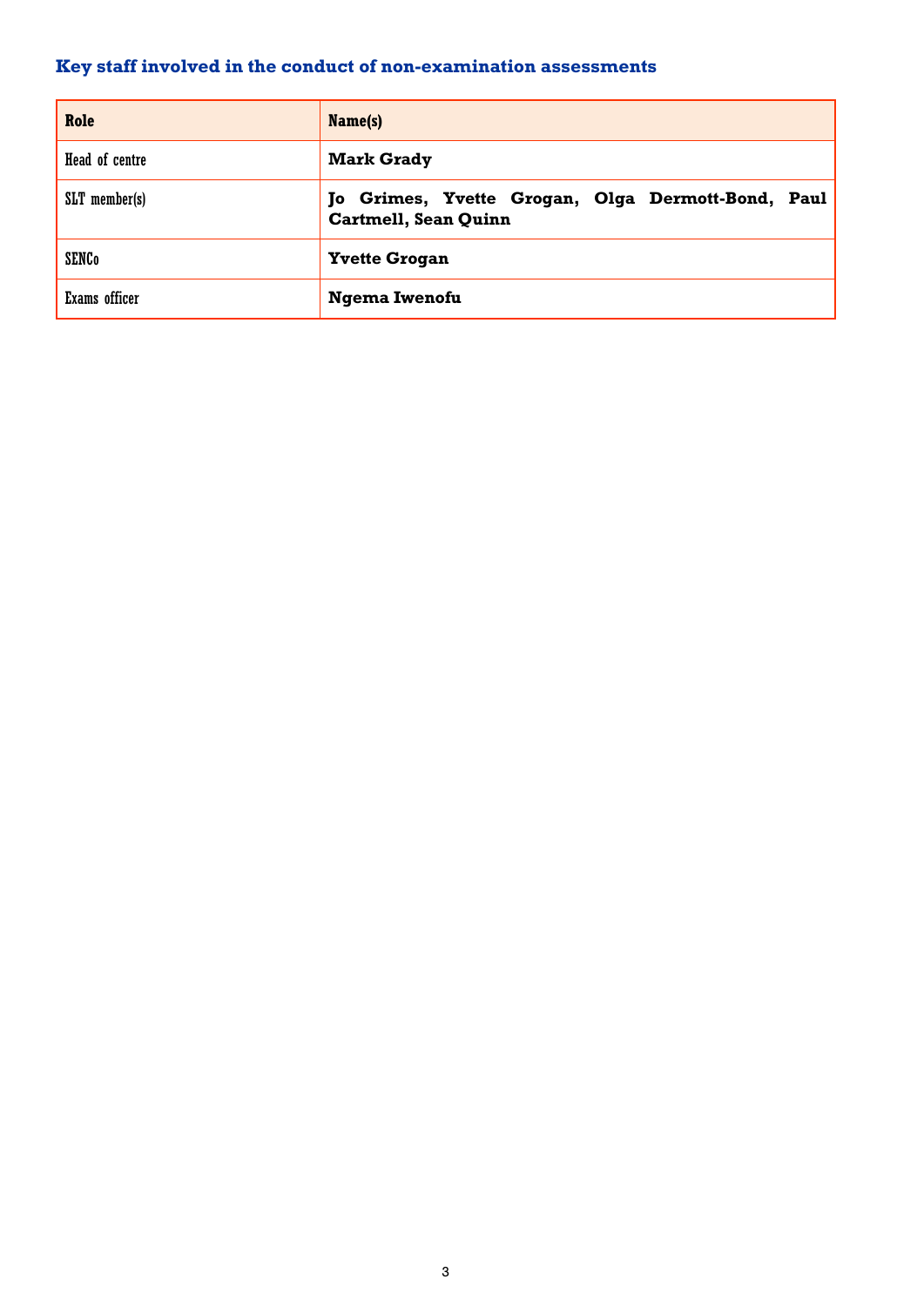### Key staff involved in the conduct of non-examination assessments

| Role | Name(s) |
|---|---|
| Head of centre | **Mark Grady** |
| SLT member(s) | **Jo Grimes, Yvette Grogan, Olga Dermott-Bond, Paul Cartmell, Sean Quinn** |
| SENCo | **Yvette Grogan** |
| Exams officer | **Ngema Iwenofu** |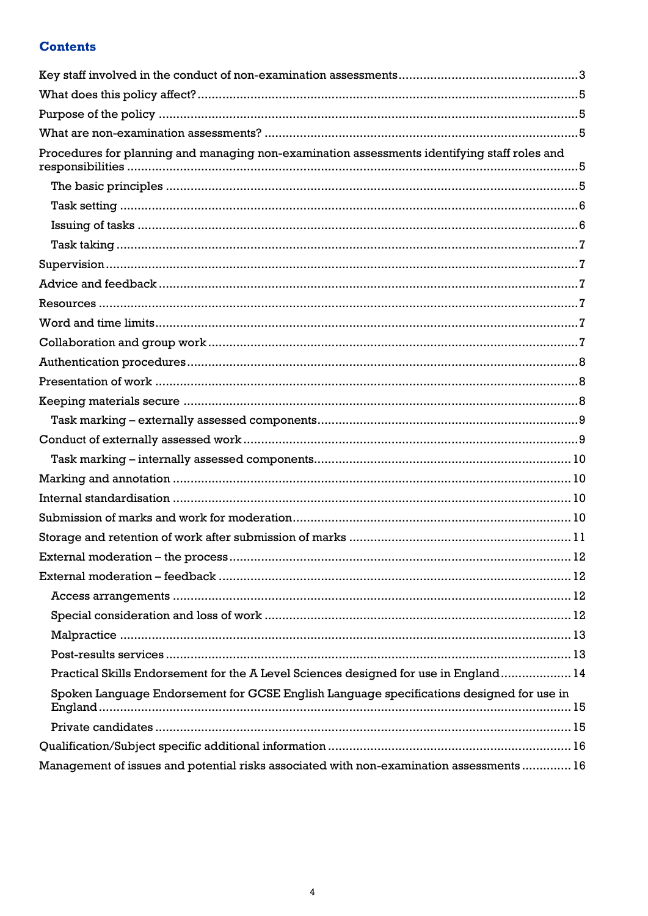## Contents

- Key staff involved in the conduct of non-examination assessments ... 3
- What does this policy affect? ... 5
- Purpose of the policy ... 5
- What are non-examination assessments? ... 5
- Procedures for planning and managing non-examination assessments identifying staff roles and responsibilities ... 5
  - The basic principles ... 5
  - Task setting ... 6
  - Issuing of tasks ... 6
  - Task taking ... 7
- Supervision ... 7
- Advice and feedback ... 7
- Resources ... 7
- Word and time limits ... 7
- Collaboration and group work ... 7
- Authentication procedures ... 8
- Presentation of work ... 8
- Keeping materials secure ... 8
  - Task marking – externally assessed components ... 9
- Conduct of externally assessed work ... 9
  - Task marking – internally assessed components ... 10
- Marking and annotation ... 10
- Internal standardisation ... 10
- Submission of marks and work for moderation ... 10
- Storage and retention of work after submission of marks ... 11
- External moderation – the process ... 12
- External moderation – feedback ... 12
  - Access arrangements ... 12
  - Special consideration and loss of work ... 12
  - Malpractice ... 13
  - Post-results services ... 13
  - Practical Skills Endorsement for the A Level Sciences designed for use in England ... 14
  - Spoken Language Endorsement for GCSE English Language specifications designed for use in England ... 15
  - Private candidates ... 15
- Qualification/Subject specific additional information ... 16
- Management of issues and potential risks associated with non-examination assessments ... 16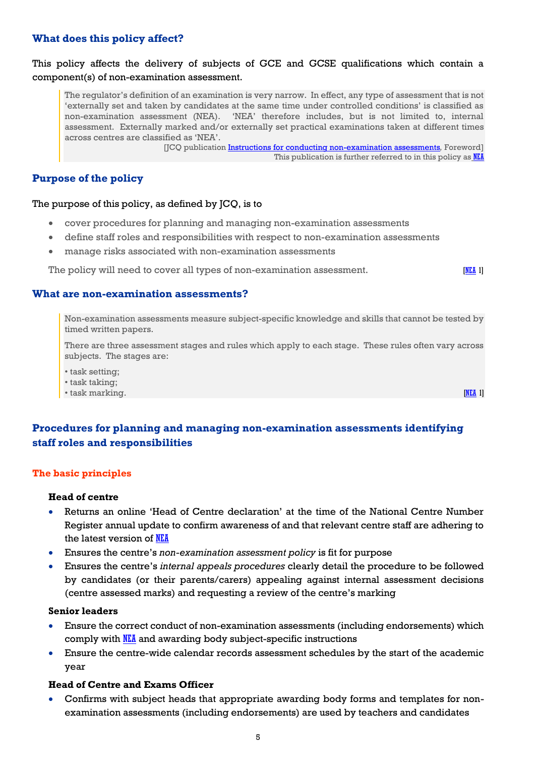## What does this policy affect?

This policy affects the delivery of subjects of GCE and GCSE qualifications which contain a component(s) of non-examination assessment.

> The regulator's definition of an examination is very narrow. In effect, any type of assessment that is not 'externally set and taken by candidates at the same time under controlled conditions' is classified as non-examination assessment (NEA). 'NEA' therefore includes, but is not limited to, internal assessment. Externally marked and/or externally set practical examinations taken at different times across centres are classified as 'NEA'.
>
> [JCQ publication Instructions for conducting non-examination assessments, Foreword]
> This publication is further referred to in this policy as NEA

## Purpose of the policy

The purpose of this policy, as defined by JCQ, is to

- cover procedures for planning and managing non-examination assessments
- define staff roles and responsibilities with respect to non-examination assessments
- manage risks associated with non-examination assessments

The policy will need to cover all types of non-examination assessment. [NEA 1]

## What are non-examination assessments?

> Non-examination assessments measure subject-specific knowledge and skills that cannot be tested by timed written papers.
>
> There are three assessment stages and rules which apply to each stage. These rules often vary across subjects. The stages are:
>
> • task setting;
> • task taking;
> • task marking. [NEA 1]

## Procedures for planning and managing non-examination assessments identifying staff roles and responsibilities

### The basic principles

**Head of centre**

- Returns an online 'Head of Centre declaration' at the time of the National Centre Number Register annual update to confirm awareness of and that relevant centre staff are adhering to the latest version of NEA
- Ensures the centre's *non-examination assessment policy* is fit for purpose
- Ensures the centre's *internal appeals procedures* clearly detail the procedure to be followed by candidates (or their parents/carers) appealing against internal assessment decisions (centre assessed marks) and requesting a review of the centre's marking

**Senior leaders**

- Ensure the correct conduct of non-examination assessments (including endorsements) which comply with NEA and awarding body subject-specific instructions
- Ensure the centre-wide calendar records assessment schedules by the start of the academic year

**Head of Centre and Exams Officer**

- Confirms with subject heads that appropriate awarding body forms and templates for non-examination assessments (including endorsements) are used by teachers and candidates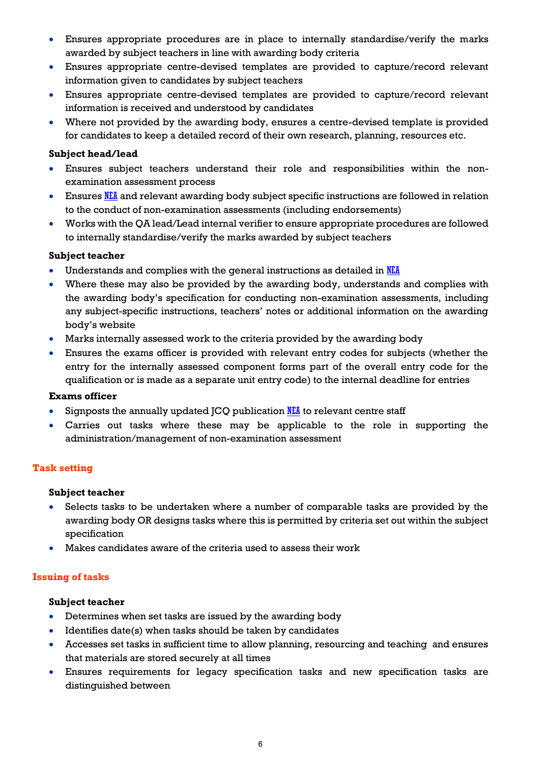- Ensures appropriate procedures are in place to internally standardise/verify the marks awarded by subject teachers in line with awarding body criteria
- Ensures appropriate centre-devised templates are provided to capture/record relevant information given to candidates by subject teachers
- Ensures appropriate centre-devised templates are provided to capture/record relevant information is received and understood by candidates
- Where not provided by the awarding body, ensures a centre-devised template is provided for candidates to keep a detailed record of their own research, planning, resources etc.

**Subject head/lead**

- Ensures subject teachers understand their role and responsibilities within the non-examination assessment process
- Ensures NEA and relevant awarding body subject specific instructions are followed in relation to the conduct of non-examination assessments (including endorsements)
- Works with the QA lead/Lead internal verifier to ensure appropriate procedures are followed to internally standardise/verify the marks awarded by subject teachers

**Subject teacher**

- Understands and complies with the general instructions as detailed in NEA
- Where these may also be provided by the awarding body, understands and complies with the awarding body's specification for conducting non-examination assessments, including any subject-specific instructions, teachers' notes or additional information on the awarding body's website
- Marks internally assessed work to the criteria provided by the awarding body
- Ensures the exams officer is provided with relevant entry codes for subjects (whether the entry for the internally assessed component forms part of the overall entry code for the qualification or is made as a separate unit entry code) to the internal deadline for entries

**Exams officer**

- Signposts the annually updated JCQ publication NEA to relevant centre staff
- Carries out tasks where these may be applicable to the role in supporting the administration/management of non-examination assessment

## Task setting

**Subject teacher**

- Selects tasks to be undertaken where a number of comparable tasks are provided by the awarding body OR designs tasks where this is permitted by criteria set out within the subject specification
- Makes candidates aware of the criteria used to assess their work

## Issuing of tasks

**Subject teacher**

- Determines when set tasks are issued by the awarding body
- Identifies date(s) when tasks should be taken by candidates
- Accesses set tasks in sufficient time to allow planning, resourcing and teaching and ensures that materials are stored securely at all times
- Ensures requirements for legacy specification tasks and new specification tasks are distinguished between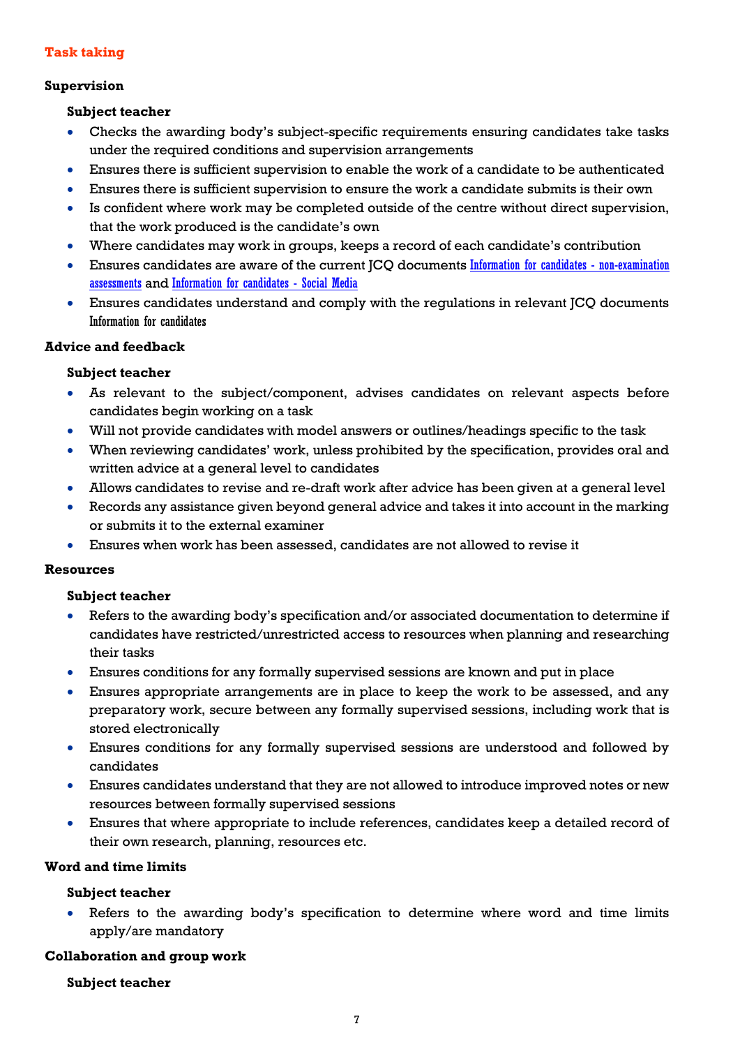## Task taking

### Supervision

#### Subject teacher

- Checks the awarding body's subject-specific requirements ensuring candidates take tasks under the required conditions and supervision arrangements
- Ensures there is sufficient supervision to enable the work of a candidate to be authenticated
- Ensures there is sufficient supervision to ensure the work a candidate submits is their own
- Is confident where work may be completed outside of the centre without direct supervision, that the work produced is the candidate's own
- Where candidates may work in groups, keeps a record of each candidate's contribution
- Ensures candidates are aware of the current JCQ documents Information for candidates - non-examination assessments and Information for candidates - Social Media
- Ensures candidates understand and comply with the regulations in relevant JCQ documents Information for candidates

### Advice and feedback

#### Subject teacher

- As relevant to the subject/component, advises candidates on relevant aspects before candidates begin working on a task
- Will not provide candidates with model answers or outlines/headings specific to the task
- When reviewing candidates' work, unless prohibited by the specification, provides oral and written advice at a general level to candidates
- Allows candidates to revise and re-draft work after advice has been given at a general level
- Records any assistance given beyond general advice and takes it into account in the marking or submits it to the external examiner
- Ensures when work has been assessed, candidates are not allowed to revise it

### Resources

#### Subject teacher

- Refers to the awarding body's specification and/or associated documentation to determine if candidates have restricted/unrestricted access to resources when planning and researching their tasks
- Ensures conditions for any formally supervised sessions are known and put in place
- Ensures appropriate arrangements are in place to keep the work to be assessed, and any preparatory work, secure between any formally supervised sessions, including work that is stored electronically
- Ensures conditions for any formally supervised sessions are understood and followed by candidates
- Ensures candidates understand that they are not allowed to introduce improved notes or new resources between formally supervised sessions
- Ensures that where appropriate to include references, candidates keep a detailed record of their own research, planning, resources etc.

### Word and time limits

#### Subject teacher

- Refers to the awarding body's specification to determine where word and time limits apply/are mandatory

### Collaboration and group work

#### Subject teacher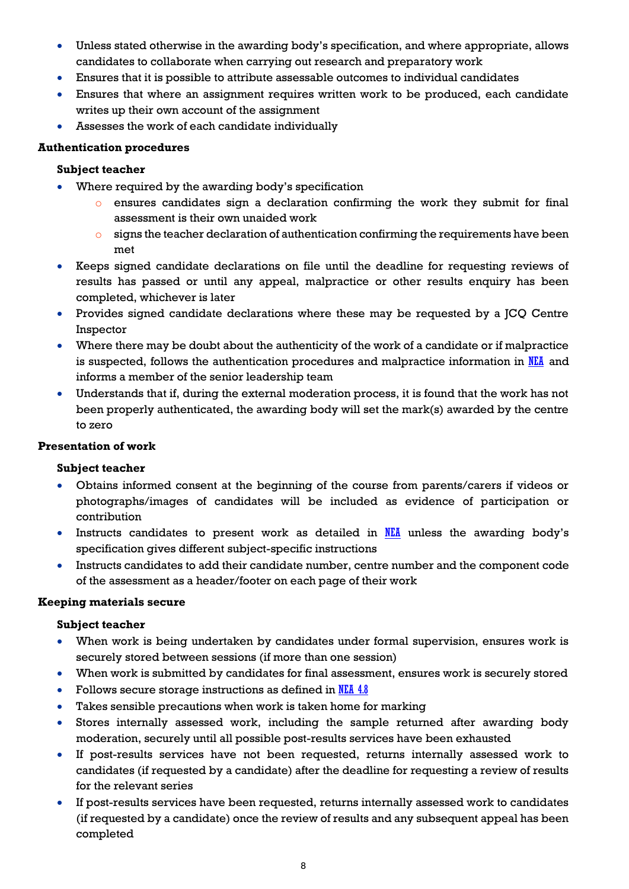- Unless stated otherwise in the awarding body's specification, and where appropriate, allows candidates to collaborate when carrying out research and preparatory work
- Ensures that it is possible to attribute assessable outcomes to individual candidates
- Ensures that where an assignment requires written work to be produced, each candidate writes up their own account of the assignment
- Assesses the work of each candidate individually

**Authentication procedures**

**Subject teacher**

- Where required by the awarding body's specification
  - ensures candidates sign a declaration confirming the work they submit for final assessment is their own unaided work
  - signs the teacher declaration of authentication confirming the requirements have been met
- Keeps signed candidate declarations on file until the deadline for requesting reviews of results has passed or until any appeal, malpractice or other results enquiry has been completed, whichever is later
- Provides signed candidate declarations where these may be requested by a JCQ Centre Inspector
- Where there may be doubt about the authenticity of the work of a candidate or if malpractice is suspected, follows the authentication procedures and malpractice information in NEA and informs a member of the senior leadership team
- Understands that if, during the external moderation process, it is found that the work has not been properly authenticated, the awarding body will set the mark(s) awarded by the centre to zero

**Presentation of work**

**Subject teacher**

- Obtains informed consent at the beginning of the course from parents/carers if videos or photographs/images of candidates will be included as evidence of participation or contribution
- Instructs candidates to present work as detailed in NEA unless the awarding body's specification gives different subject-specific instructions
- Instructs candidates to add their candidate number, centre number and the component code of the assessment as a header/footer on each page of their work

**Keeping materials secure**

**Subject teacher**

- When work is being undertaken by candidates under formal supervision, ensures work is securely stored between sessions (if more than one session)
- When work is submitted by candidates for final assessment, ensures work is securely stored
- Follows secure storage instructions as defined in NEA 4.8
- Takes sensible precautions when work is taken home for marking
- Stores internally assessed work, including the sample returned after awarding body moderation, securely until all possible post-results services have been exhausted
- If post-results services have not been requested, returns internally assessed work to candidates (if requested by a candidate) after the deadline for requesting a review of results for the relevant series
- If post-results services have been requested, returns internally assessed work to candidates (if requested by a candidate) once the review of results and any subsequent appeal has been completed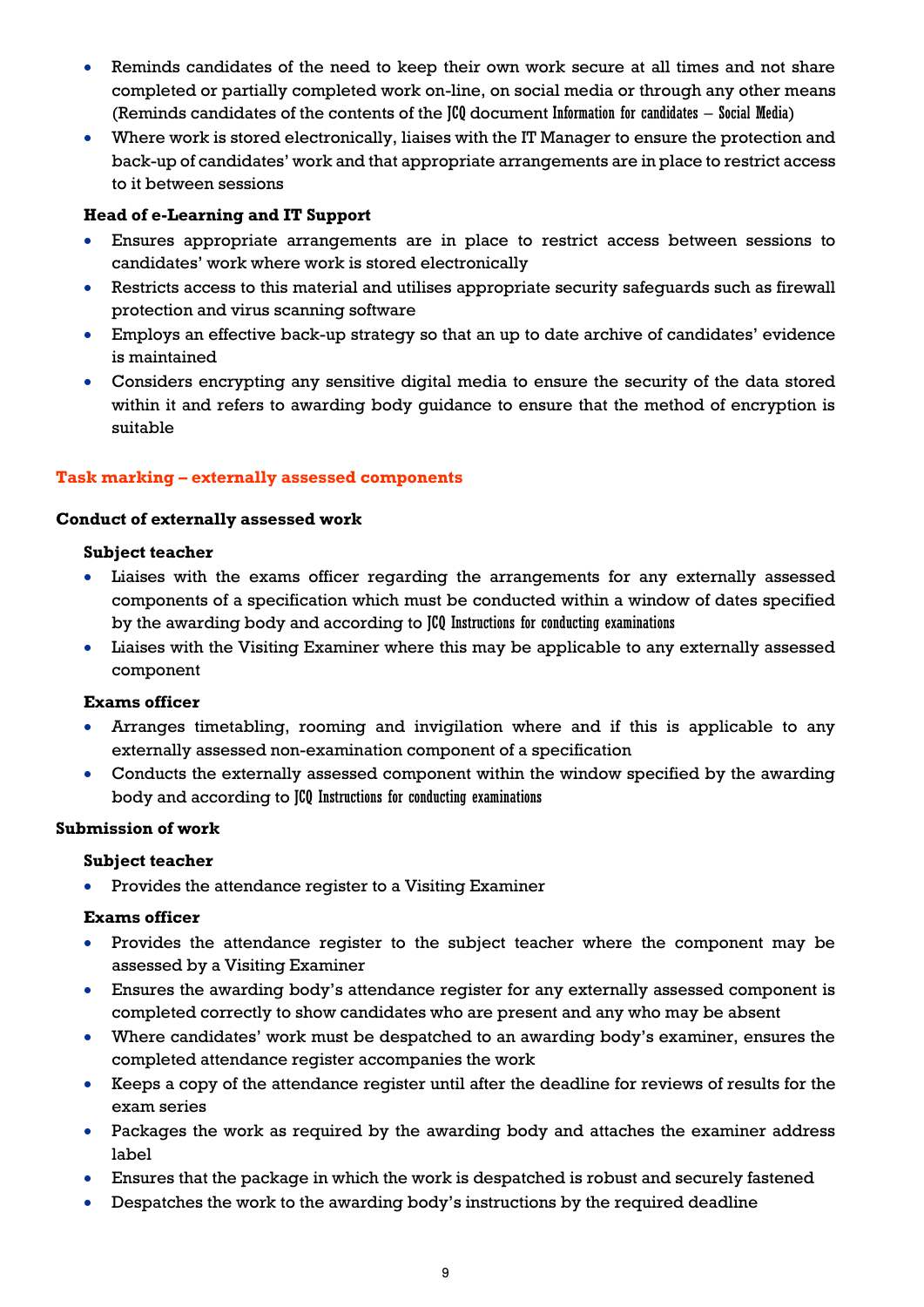- Reminds candidates of the need to keep their own work secure at all times and not share completed or partially completed work on-line, on social media or through any other means (Reminds candidates of the contents of the JCQ document *Information for candidates – Social Media*)
- Where work is stored electronically, liaises with the IT Manager to ensure the protection and back-up of candidates' work and that appropriate arrangements are in place to restrict access to it between sessions

**Head of e-Learning and IT Support**

- Ensures appropriate arrangements are in place to restrict access between sessions to candidates' work where work is stored electronically
- Restricts access to this material and utilises appropriate security safeguards such as firewall protection and virus scanning software
- Employs an effective back-up strategy so that an up to date archive of candidates' evidence is maintained
- Considers encrypting any sensitive digital media to ensure the security of the data stored within it and refers to awarding body guidance to ensure that the method of encryption is suitable

## Task marking – externally assessed components

### Conduct of externally assessed work

**Subject teacher**

- Liaises with the exams officer regarding the arrangements for any externally assessed components of a specification which must be conducted within a window of dates specified by the awarding body and according to JCQ *Instructions for conducting examinations*
- Liaises with the Visiting Examiner where this may be applicable to any externally assessed component

**Exams officer**

- Arranges timetabling, rooming and invigilation where and if this is applicable to any externally assessed non-examination component of a specification
- Conducts the externally assessed component within the window specified by the awarding body and according to JCQ *Instructions for conducting examinations*

### Submission of work

**Subject teacher**

- Provides the attendance register to a Visiting Examiner

**Exams officer**

- Provides the attendance register to the subject teacher where the component may be assessed by a Visiting Examiner
- Ensures the awarding body's attendance register for any externally assessed component is completed correctly to show candidates who are present and any who may be absent
- Where candidates' work must be despatched to an awarding body's examiner, ensures the completed attendance register accompanies the work
- Keeps a copy of the attendance register until after the deadline for reviews of results for the exam series
- Packages the work as required by the awarding body and attaches the examiner address label
- Ensures that the package in which the work is despatched is robust and securely fastened
- Despatches the work to the awarding body's instructions by the required deadline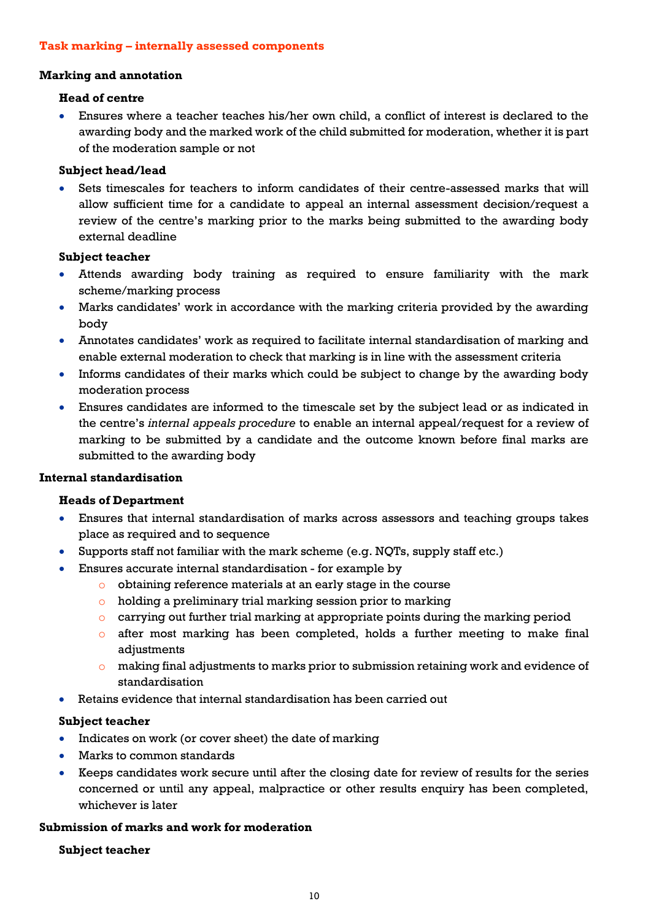## Task marking – internally assessed components

### Marking and annotation

#### Head of centre

- Ensures where a teacher teaches his/her own child, a conflict of interest is declared to the awarding body and the marked work of the child submitted for moderation, whether it is part of the moderation sample or not

#### Subject head/lead

- Sets timescales for teachers to inform candidates of their centre-assessed marks that will allow sufficient time for a candidate to appeal an internal assessment decision/request a review of the centre's marking prior to the marks being submitted to the awarding body external deadline

#### Subject teacher

- Attends awarding body training as required to ensure familiarity with the mark scheme/marking process
- Marks candidates' work in accordance with the marking criteria provided by the awarding body
- Annotates candidates' work as required to facilitate internal standardisation of marking and enable external moderation to check that marking is in line with the assessment criteria
- Informs candidates of their marks which could be subject to change by the awarding body moderation process
- Ensures candidates are informed to the timescale set by the subject lead or as indicated in the centre's *internal appeals procedure* to enable an internal appeal/request for a review of marking to be submitted by a candidate and the outcome known before final marks are submitted to the awarding body

### Internal standardisation

#### Heads of Department

- Ensures that internal standardisation of marks across assessors and teaching groups takes place as required and to sequence
- Supports staff not familiar with the mark scheme (e.g. NQTs, supply staff etc.)
- Ensures accurate internal standardisation - for example by
  - obtaining reference materials at an early stage in the course
  - holding a preliminary trial marking session prior to marking
  - carrying out further trial marking at appropriate points during the marking period
  - after most marking has been completed, holds a further meeting to make final adjustments
  - making final adjustments to marks prior to submission retaining work and evidence of standardisation
- Retains evidence that internal standardisation has been carried out

#### Subject teacher

- Indicates on work (or cover sheet) the date of marking
- Marks to common standards
- Keeps candidates work secure until after the closing date for review of results for the series concerned or until any appeal, malpractice or other results enquiry has been completed, whichever is later

### Submission of marks and work for moderation

#### Subject teacher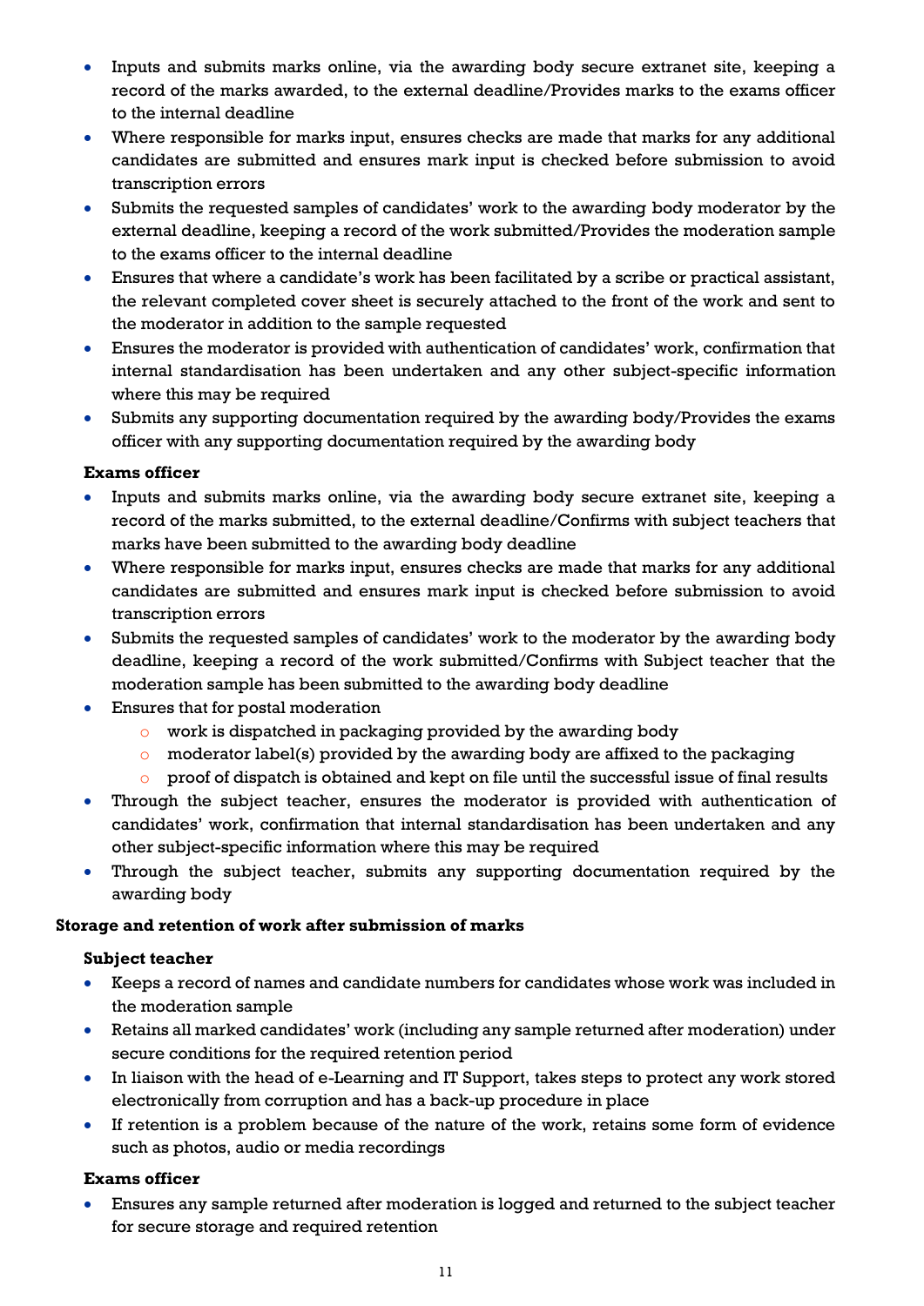- Inputs and submits marks online, via the awarding body secure extranet site, keeping a record of the marks awarded, to the external deadline/Provides marks to the exams officer to the internal deadline
- Where responsible for marks input, ensures checks are made that marks for any additional candidates are submitted and ensures mark input is checked before submission to avoid transcription errors
- Submits the requested samples of candidates' work to the awarding body moderator by the external deadline, keeping a record of the work submitted/Provides the moderation sample to the exams officer to the internal deadline
- Ensures that where a candidate's work has been facilitated by a scribe or practical assistant, the relevant completed cover sheet is securely attached to the front of the work and sent to the moderator in addition to the sample requested
- Ensures the moderator is provided with authentication of candidates' work, confirmation that internal standardisation has been undertaken and any other subject-specific information where this may be required
- Submits any supporting documentation required by the awarding body/Provides the exams officer with any supporting documentation required by the awarding body

**Exams officer**

- Inputs and submits marks online, via the awarding body secure extranet site, keeping a record of the marks submitted, to the external deadline/Confirms with subject teachers that marks have been submitted to the awarding body deadline
- Where responsible for marks input, ensures checks are made that marks for any additional candidates are submitted and ensures mark input is checked before submission to avoid transcription errors
- Submits the requested samples of candidates' work to the moderator by the awarding body deadline, keeping a record of the work submitted/Confirms with Subject teacher that the moderation sample has been submitted to the awarding body deadline
- Ensures that for postal moderation
  - work is dispatched in packaging provided by the awarding body
  - moderator label(s) provided by the awarding body are affixed to the packaging
  - proof of dispatch is obtained and kept on file until the successful issue of final results
- Through the subject teacher, ensures the moderator is provided with authentication of candidates' work, confirmation that internal standardisation has been undertaken and any other subject-specific information where this may be required
- Through the subject teacher, submits any supporting documentation required by the awarding body

**Storage and retention of work after submission of marks**

**Subject teacher**

- Keeps a record of names and candidate numbers for candidates whose work was included in the moderation sample
- Retains all marked candidates' work (including any sample returned after moderation) under secure conditions for the required retention period
- In liaison with the head of e-Learning and IT Support, takes steps to protect any work stored electronically from corruption and has a back-up procedure in place
- If retention is a problem because of the nature of the work, retains some form of evidence such as photos, audio or media recordings

**Exams officer**

- Ensures any sample returned after moderation is logged and returned to the subject teacher for secure storage and required retention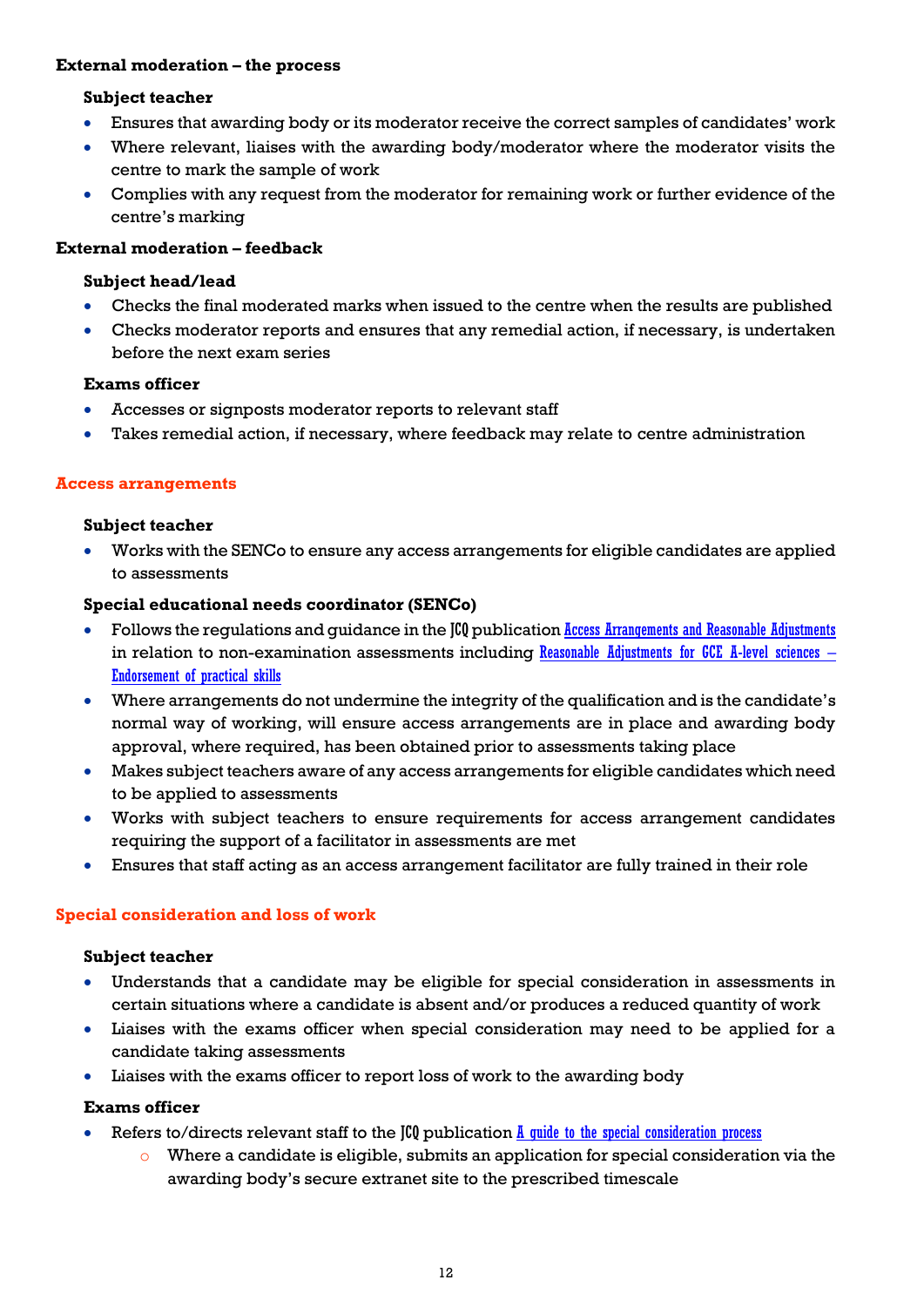**External moderation – the process**

**Subject teacher**

- Ensures that awarding body or its moderator receive the correct samples of candidates' work
- Where relevant, liaises with the awarding body/moderator where the moderator visits the centre to mark the sample of work
- Complies with any request from the moderator for remaining work or further evidence of the centre's marking

**External moderation – feedback**

**Subject head/lead**

- Checks the final moderated marks when issued to the centre when the results are published
- Checks moderator reports and ensures that any remedial action, if necessary, is undertaken before the next exam series

**Exams officer**

- Accesses or signposts moderator reports to relevant staff
- Takes remedial action, if necessary, where feedback may relate to centre administration

## Access arrangements

**Subject teacher**

- Works with the SENCo to ensure any access arrangements for eligible candidates are applied to assessments

**Special educational needs coordinator (SENCo)**

- Follows the regulations and guidance in the JCQ publication Access Arrangements and Reasonable Adjustments in relation to non-examination assessments including Reasonable Adjustments for GCE A-level sciences – Endorsement of practical skills
- Where arrangements do not undermine the integrity of the qualification and is the candidate's normal way of working, will ensure access arrangements are in place and awarding body approval, where required, has been obtained prior to assessments taking place
- Makes subject teachers aware of any access arrangements for eligible candidates which need to be applied to assessments
- Works with subject teachers to ensure requirements for access arrangement candidates requiring the support of a facilitator in assessments are met
- Ensures that staff acting as an access arrangement facilitator are fully trained in their role

## Special consideration and loss of work

**Subject teacher**

- Understands that a candidate may be eligible for special consideration in assessments in certain situations where a candidate is absent and/or produces a reduced quantity of work
- Liaises with the exams officer when special consideration may need to be applied for a candidate taking assessments
- Liaises with the exams officer to report loss of work to the awarding body

**Exams officer**

- Refers to/directs relevant staff to the JCQ publication A guide to the special consideration process
    - Where a candidate is eligible, submits an application for special consideration via the awarding body's secure extranet site to the prescribed timescale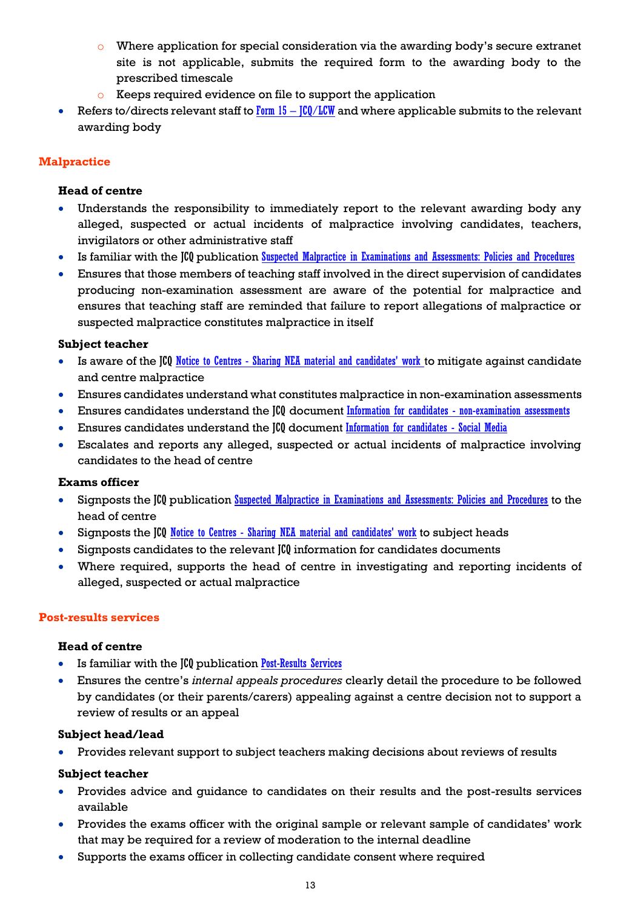- Where application for special consideration via the awarding body's secure extranet site is not applicable, submits the required form to the awarding body to the prescribed timescale
  - Keeps required evidence on file to support the application
- Refers to/directs relevant staff to Form 15 – JCQ/LCW and where applicable submits to the relevant awarding body

## Malpractice

### Head of centre

- Understands the responsibility to immediately report to the relevant awarding body any alleged, suspected or actual incidents of malpractice involving candidates, teachers, invigilators or other administrative staff
- Is familiar with the JCQ publication Suspected Malpractice in Examinations and Assessments: Policies and Procedures
- Ensures that those members of teaching staff involved in the direct supervision of candidates producing non-examination assessment are aware of the potential for malpractice and ensures that teaching staff are reminded that failure to report allegations of malpractice or suspected malpractice constitutes malpractice in itself

### Subject teacher

- Is aware of the JCQ Notice to Centres - Sharing NEA material and candidates' work to mitigate against candidate and centre malpractice
- Ensures candidates understand what constitutes malpractice in non-examination assessments
- Ensures candidates understand the JCQ document Information for candidates - non-examination assessments
- Ensures candidates understand the JCQ document Information for candidates - Social Media
- Escalates and reports any alleged, suspected or actual incidents of malpractice involving candidates to the head of centre

### Exams officer

- Signposts the JCQ publication Suspected Malpractice in Examinations and Assessments: Policies and Procedures to the head of centre
- Signposts the JCQ Notice to Centres - Sharing NEA material and candidates' work to subject heads
- Signposts candidates to the relevant JCQ information for candidates documents
- Where required, supports the head of centre in investigating and reporting incidents of alleged, suspected or actual malpractice

## Post-results services

### Head of centre

- Is familiar with the JCQ publication Post-Results Services
- Ensures the centre's *internal appeals procedures* clearly detail the procedure to be followed by candidates (or their parents/carers) appealing against a centre decision not to support a review of results or an appeal

### Subject head/lead

- Provides relevant support to subject teachers making decisions about reviews of results

### Subject teacher

- Provides advice and guidance to candidates on their results and the post-results services available
- Provides the exams officer with the original sample or relevant sample of candidates' work that may be required for a review of moderation to the internal deadline
- Supports the exams officer in collecting candidate consent where required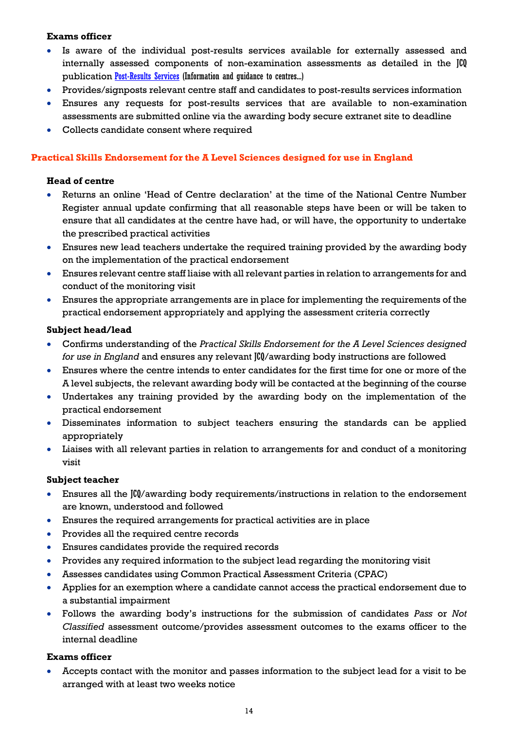**Exams officer**

- Is aware of the individual post-results services available for externally assessed and internally assessed components of non-examination assessments as detailed in the JCQ publication Post-Results Services (Information and guidance to centres...)
- Provides/signposts relevant centre staff and candidates to post-results services information
- Ensures any requests for post-results services that are available to non-examination assessments are submitted online via the awarding body secure extranet site to deadline
- Collects candidate consent where required

## Practical Skills Endorsement for the A Level Sciences designed for use in England

**Head of centre**

- Returns an online 'Head of Centre declaration' at the time of the National Centre Number Register annual update confirming that all reasonable steps have been or will be taken to ensure that all candidates at the centre have had, or will have, the opportunity to undertake the prescribed practical activities
- Ensures new lead teachers undertake the required training provided by the awarding body on the implementation of the practical endorsement
- Ensures relevant centre staff liaise with all relevant parties in relation to arrangements for and conduct of the monitoring visit
- Ensures the appropriate arrangements are in place for implementing the requirements of the practical endorsement appropriately and applying the assessment criteria correctly

**Subject head/lead**

- Confirms understanding of the *Practical Skills Endorsement for the A Level Sciences designed for use in England* and ensures any relevant JCQ/awarding body instructions are followed
- Ensures where the centre intends to enter candidates for the first time for one or more of the A level subjects, the relevant awarding body will be contacted at the beginning of the course
- Undertakes any training provided by the awarding body on the implementation of the practical endorsement
- Disseminates information to subject teachers ensuring the standards can be applied appropriately
- Liaises with all relevant parties in relation to arrangements for and conduct of a monitoring visit

**Subject teacher**

- Ensures all the JCQ/awarding body requirements/instructions in relation to the endorsement are known, understood and followed
- Ensures the required arrangements for practical activities are in place
- Provides all the required centre records
- Ensures candidates provide the required records
- Provides any required information to the subject lead regarding the monitoring visit
- Assesses candidates using Common Practical Assessment Criteria (CPAC)
- Applies for an exemption where a candidate cannot access the practical endorsement due to a substantial impairment
- Follows the awarding body's instructions for the submission of candidates *Pass* or *Not Classified* assessment outcome/provides assessment outcomes to the exams officer to the internal deadline

**Exams officer**

- Accepts contact with the monitor and passes information to the subject lead for a visit to be arranged with at least two weeks notice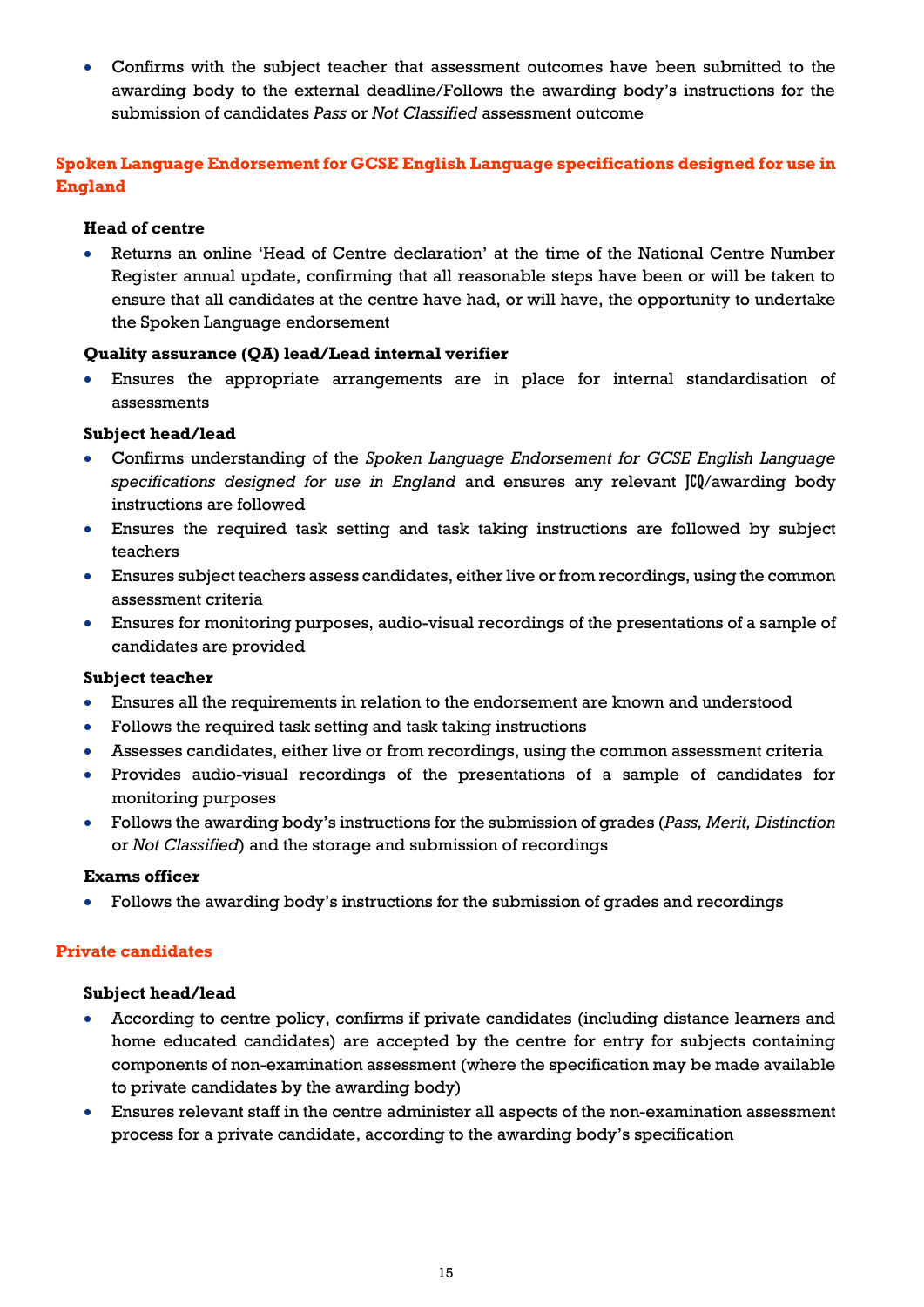- Confirms with the subject teacher that assessment outcomes have been submitted to the awarding body to the external deadline/Follows the awarding body's instructions for the submission of candidates *Pass* or *Not Classified* assessment outcome

## Spoken Language Endorsement for GCSE English Language specifications designed for use in England

**Head of centre**

- Returns an online 'Head of Centre declaration' at the time of the National Centre Number Register annual update, confirming that all reasonable steps have been or will be taken to ensure that all candidates at the centre have had, or will have, the opportunity to undertake the Spoken Language endorsement

**Quality assurance (QA) lead/Lead internal verifier**

- Ensures the appropriate arrangements are in place for internal standardisation of assessments

**Subject head/lead**

- Confirms understanding of the *Spoken Language Endorsement for GCSE English Language specifications designed for use in England* and ensures any relevant JCQ/awarding body instructions are followed
- Ensures the required task setting and task taking instructions are followed by subject teachers
- Ensures subject teachers assess candidates, either live or from recordings, using the common assessment criteria
- Ensures for monitoring purposes, audio-visual recordings of the presentations of a sample of candidates are provided

**Subject teacher**

- Ensures all the requirements in relation to the endorsement are known and understood
- Follows the required task setting and task taking instructions
- Assesses candidates, either live or from recordings, using the common assessment criteria
- Provides audio-visual recordings of the presentations of a sample of candidates for monitoring purposes
- Follows the awarding body's instructions for the submission of grades (*Pass, Merit, Distinction* or *Not Classified*) and the storage and submission of recordings

**Exams officer**

- Follows the awarding body's instructions for the submission of grades and recordings

## Private candidates

**Subject head/lead**

- According to centre policy, confirms if private candidates (including distance learners and home educated candidates) are accepted by the centre for entry for subjects containing components of non-examination assessment (where the specification may be made available to private candidates by the awarding body)
- Ensures relevant staff in the centre administer all aspects of the non-examination assessment process for a private candidate, according to the awarding body's specification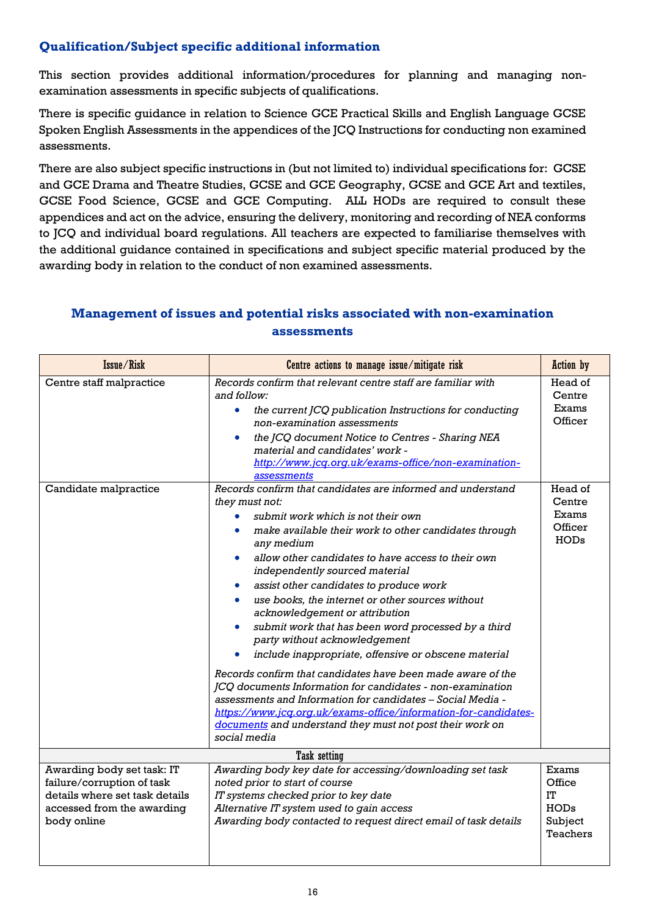### Qualification/Subject specific additional information

This section provides additional information/procedures for planning and managing non-examination assessments in specific subjects of qualifications.

There is specific guidance in relation to Science GCE Practical Skills and English Language GCSE Spoken English Assessments in the appendices of the JCQ Instructions for conducting non examined assessments.

There are also subject specific instructions in (but not limited to) individual specifications for: GCSE and GCE Drama and Theatre Studies, GCSE and GCE Geography, GCSE and GCE Art and textiles, GCSE Food Science, GCSE and GCE Computing. ALL HODs are required to consult these appendices and act on the advice, ensuring the delivery, monitoring and recording of NEA conforms to JCQ and individual board regulations. All teachers are expected to familiarise themselves with the additional guidance contained in specifications and subject specific material produced by the awarding body in relation to the conduct of non examined assessments.

### Management of issues and potential risks associated with non-examination assessments

| Issue/Risk | Centre actions to manage issue/mitigate risk | Action by |
|---|---|---|
| Centre staff malpractice | *Records confirm that relevant centre staff are familiar with and follow:*<br>• *the current JCQ publication Instructions for conducting non-examination assessments*<br>• *the JCQ document Notice to Centres - Sharing NEA material and candidates' work -* [http://www.jcq.org.uk/exams-office/non-examination-assessments](http://www.jcq.org.uk/exams-office/non-examination-assessments) | Head of Centre<br>Exams Officer |
| Candidate malpractice | *Records confirm that candidates are informed and understand they must not:*<br>• *submit work which is not their own*<br>• *make available their work to other candidates through any medium*<br>• *allow other candidates to have access to their own independently sourced material*<br>• *assist other candidates to produce work*<br>• *use books, the internet or other sources without acknowledgement or attribution*<br>• *submit work that has been word processed by a third party without acknowledgement*<br>• *include inappropriate, offensive or obscene material*<br><br>*Records confirm that candidates have been made aware of the JCQ documents Information for candidates - non-examination assessments and Information for candidates – Social Media -* [https://www.jcq.org.uk/exams-office/information-for-candidates-documents](https://www.jcq.org.uk/exams-office/information-for-candidates-documents) *and understand they must not post their work on social media* | Head of Centre<br>Exams Officer<br>HODs |
| **Task setting** | | |
| Awarding body set task: IT failure/corruption of task details where set task details accessed from the awarding body online | *Awarding body key date for accessing/downloading set task noted prior to start of course*<br>*IT systems checked prior to key date*<br>*Alternative IT system used to gain access*<br>*Awarding body contacted to request direct email of task details* | Exams Office<br>IT<br>HODs<br>Subject Teachers |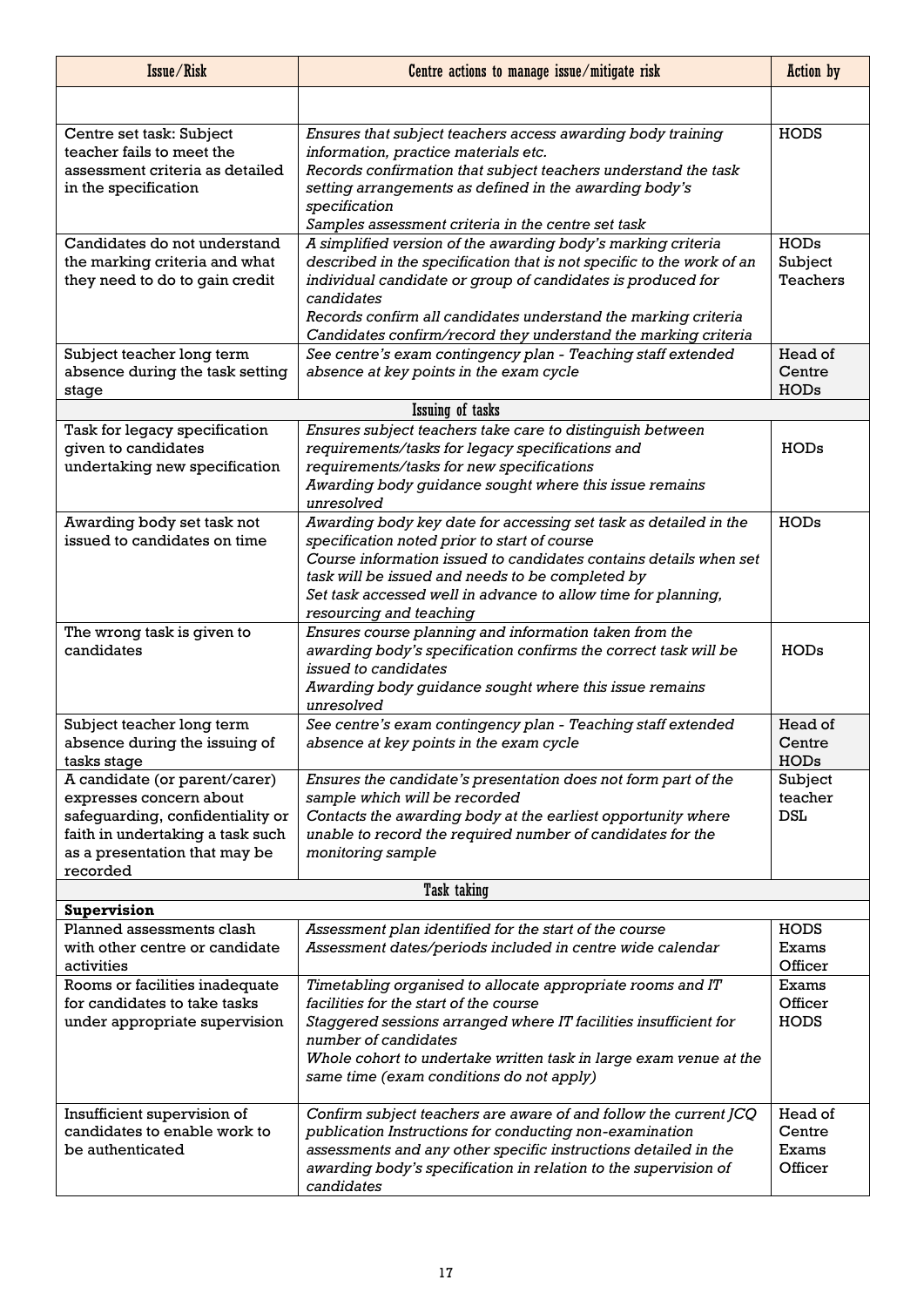| Issue/Risk | Centre actions to manage issue/mitigate risk | Action by |
|---|---|---|
| | | |
| Centre set task: Subject teacher fails to meet the assessment criteria as detailed in the specification | *Ensures that subject teachers access awarding body training information, practice materials etc.*<br>*Records confirmation that subject teachers understand the task setting arrangements as defined in the awarding body's specification*<br>*Samples assessment criteria in the centre set task* | HODS |
| Candidates do not understand the marking criteria and what they need to do to gain credit | *A simplified version of the awarding body's marking criteria described in the specification that is not specific to the work of an individual candidate or group of candidates is produced for candidates*<br>*Records confirm all candidates understand the marking criteria*<br>*Candidates confirm/record they understand the marking criteria* | HODs<br>Subject Teachers |
| Subject teacher long term absence during the task setting stage | *See centre's exam contingency plan - Teaching staff extended absence at key points in the exam cycle* | Head of Centre<br>HODs |
| **Issuing of tasks** | | |
| Task for legacy specification given to candidates undertaking new specification | *Ensures subject teachers take care to distinguish between requirements/tasks for legacy specifications and requirements/tasks for new specifications*<br>*Awarding body guidance sought where this issue remains unresolved* | HODs |
| Awarding body set task not issued to candidates on time | *Awarding body key date for accessing set task as detailed in the specification noted prior to start of course*<br>*Course information issued to candidates contains details when set task will be issued and needs to be completed by*<br>*Set task accessed well in advance to allow time for planning, resourcing and teaching* | HODs |
| The wrong task is given to candidates | *Ensures course planning and information taken from the awarding body's specification confirms the correct task will be issued to candidates*<br>*Awarding body guidance sought where this issue remains unresolved* | HODs |
| Subject teacher long term absence during the issuing of tasks stage | *See centre's exam contingency plan - Teaching staff extended absence at key points in the exam cycle* | Head of Centre<br>HODs |
| A candidate (or parent/carer) expresses concern about safeguarding, confidentiality or faith in undertaking a task such as a presentation that may be recorded | *Ensures the candidate's presentation does not form part of the sample which will be recorded*<br>*Contacts the awarding body at the earliest opportunity where unable to record the required number of candidates for the monitoring sample* | Subject teacher<br>DSL |
| **Task taking** | | |
| **Supervision** | | |
| Planned assessments clash with other centre or candidate activities | *Assessment plan identified for the start of the course*<br>*Assessment dates/periods included in centre wide calendar* | HODS<br>Exams Officer |
| Rooms or facilities inadequate for candidates to take tasks under appropriate supervision | *Timetabling organised to allocate appropriate rooms and IT facilities for the start of the course*<br>*Staggered sessions arranged where IT facilities insufficient for number of candidates*<br>*Whole cohort to undertake written task in large exam venue at the same time (exam conditions do not apply)* | Exams Officer<br>HODS |
| Insufficient supervision of candidates to enable work to be authenticated | *Confirm subject teachers are aware of and follow the current JCQ publication Instructions for conducting non-examination assessments and any other specific instructions detailed in the awarding body's specification in relation to the supervision of candidates* | Head of Centre<br>Exams Officer |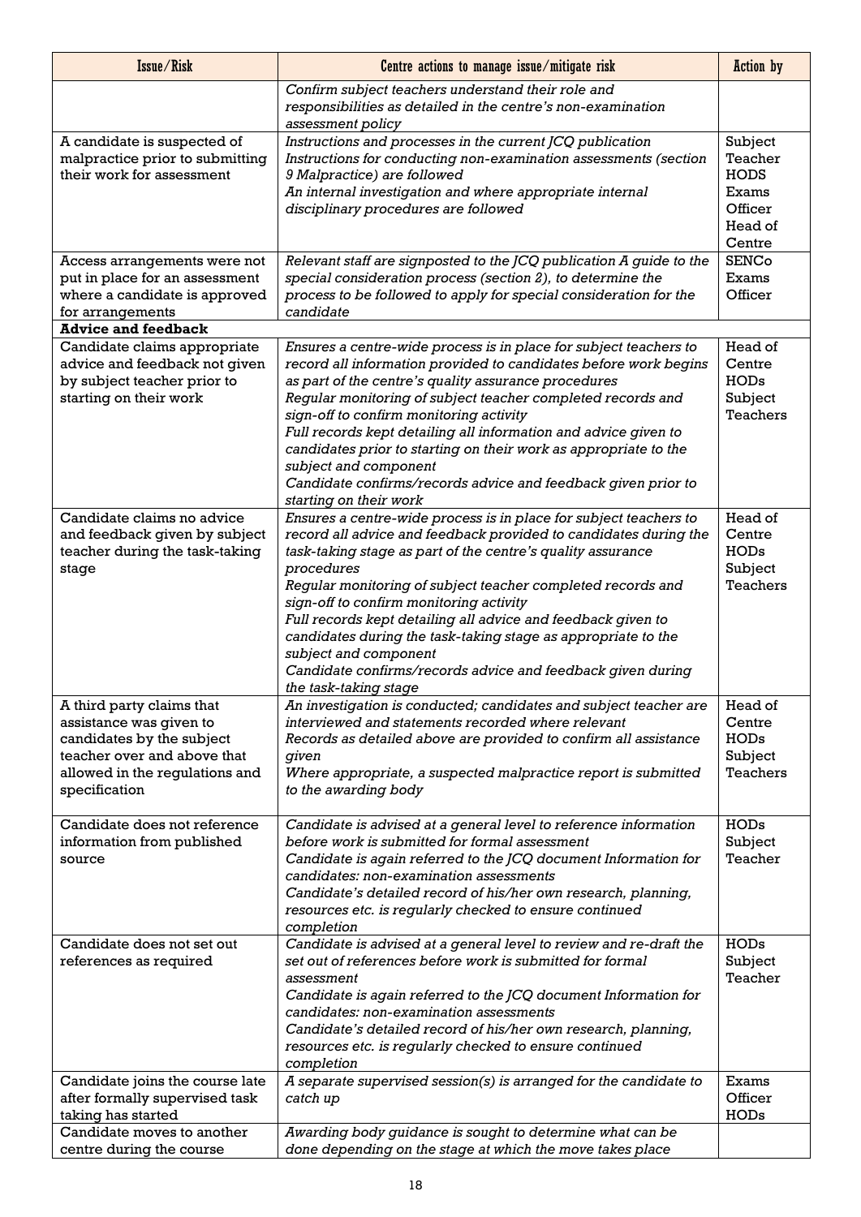| Issue/Risk | Centre actions to manage issue/mitigate risk | Action by |
|---|---|---|
| | *Confirm subject teachers understand their role and responsibilities as detailed in the centre's non-examination assessment policy* | |
| A candidate is suspected of malpractice prior to submitting their work for assessment | *Instructions and processes in the current JCQ publication Instructions for conducting non-examination assessments (section 9 Malpractice) are followed*<br>*An internal investigation and where appropriate internal disciplinary procedures are followed* | Subject Teacher<br>HODS<br>Exams Officer<br>Head of Centre |
| Access arrangements were not put in place for an assessment where a candidate is approved for arrangements | *Relevant staff are signposted to the JCQ publication A guide to the special consideration process (section 2), to determine the process to be followed to apply for special consideration for the candidate* | SENCo<br>Exams Officer |
| **Advice and feedback** | | |
| Candidate claims appropriate advice and feedback not given by subject teacher prior to starting on their work | *Ensures a centre-wide process is in place for subject teachers to record all information provided to candidates before work begins as part of the centre's quality assurance procedures*<br>*Regular monitoring of subject teacher completed records and sign-off to confirm monitoring activity*<br>*Full records kept detailing all information and advice given to candidates prior to starting on their work as appropriate to the subject and component*<br>*Candidate confirms/records advice and feedback given prior to starting on their work* | Head of Centre<br>HODs<br>Subject Teachers |
| Candidate claims no advice and feedback given by subject teacher during the task-taking stage | *Ensures a centre-wide process is in place for subject teachers to record all advice and feedback provided to candidates during the task-taking stage as part of the centre's quality assurance procedures*<br>*Regular monitoring of subject teacher completed records and sign-off to confirm monitoring activity*<br>*Full records kept detailing all advice and feedback given to candidates during the task-taking stage as appropriate to the subject and component*<br>*Candidate confirms/records advice and feedback given during the task-taking stage* | Head of Centre<br>HODs<br>Subject Teachers |
| A third party claims that assistance was given to candidates by the subject teacher over and above that allowed in the regulations and specification | *An investigation is conducted; candidates and subject teacher are interviewed and statements recorded where relevant*<br>*Records as detailed above are provided to confirm all assistance given*<br>*Where appropriate, a suspected malpractice report is submitted to the awarding body* | Head of Centre<br>HODs<br>Subject Teachers |
| Candidate does not reference information from published source | *Candidate is advised at a general level to reference information before work is submitted for formal assessment*<br>*Candidate is again referred to the JCQ document Information for candidates: non-examination assessments*<br>*Candidate's detailed record of his/her own research, planning, resources etc. is regularly checked to ensure continued completion* | HODs<br>Subject Teacher |
| Candidate does not set out references as required | *Candidate is advised at a general level to review and re-draft the set out of references before work is submitted for formal assessment*<br>*Candidate is again referred to the JCQ document Information for candidates: non-examination assessments*<br>*Candidate's detailed record of his/her own research, planning, resources etc. is regularly checked to ensure continued completion* | HODs<br>Subject Teacher |
| Candidate joins the course late after formally supervised task taking has started | *A separate supervised session(s) is arranged for the candidate to catch up* | Exams Officer<br>HODs |
| Candidate moves to another centre during the course | *Awarding body guidance is sought to determine what can be done depending on the stage at which the move takes place* | |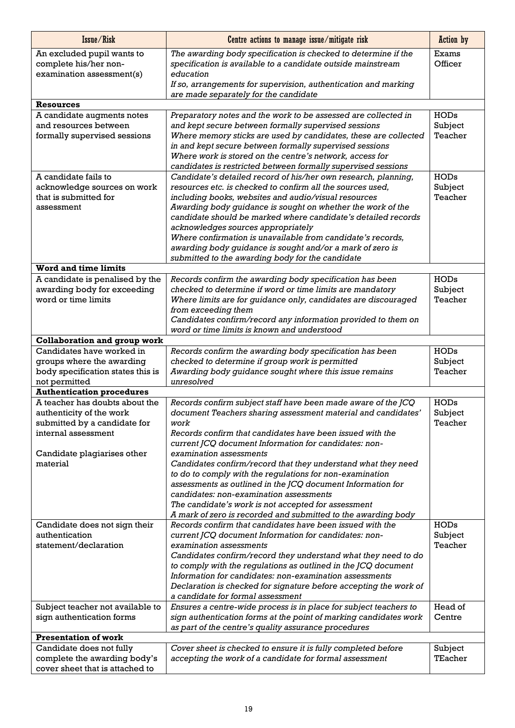| Issue/Risk | Centre actions to manage issue/mitigate risk | Action by |
|---|---|---|
| An excluded pupil wants to complete his/her non-examination assessment(s) | *The awarding body specification is checked to determine if the specification is available to a candidate outside mainstream education*<br>*If so, arrangements for supervision, authentication and marking are made separately for the candidate* | Exams Officer |
| **Resources** | | |
| A candidate augments notes and resources between formally supervised sessions | *Preparatory notes and the work to be assessed are collected in and kept secure between formally supervised sessions*<br>*Where memory sticks are used by candidates, these are collected in and kept secure between formally supervised sessions*<br>*Where work is stored on the centre's network, access for candidates is restricted between formally supervised sessions* | HODs Subject Teacher |
| A candidate fails to acknowledge sources on work that is submitted for assessment | *Candidate's detailed record of his/her own research, planning, resources etc. is checked to confirm all the sources used, including books, websites and audio/visual resources*<br>*Awarding body guidance is sought on whether the work of the candidate should be marked where candidate's detailed records acknowledges sources appropriately*<br>*Where confirmation is unavailable from candidate's records, awarding body guidance is sought and/or a mark of zero is submitted to the awarding body for the candidate* | HODs Subject Teacher |
| **Word and time limits** | | |
| A candidate is penalised by the awarding body for exceeding word or time limits | *Records confirm the awarding body specification has been checked to determine if word or time limits are mandatory*<br>*Where limits are for guidance only, candidates are discouraged from exceeding them*<br>*Candidates confirm/record any information provided to them on word or time limits is known and understood* | HODs Subject Teacher |
| **Collaboration and group work** | | |
| Candidates have worked in groups where the awarding body specification states this is not permitted | *Records confirm the awarding body specification has been checked to determine if group work is permitted*<br>*Awarding body guidance sought where this issue remains unresolved* | HODs Subject Teacher |
| **Authentication procedures** | | |
| A teacher has doubts about the authenticity of the work submitted by a candidate for internal assessment<br><br>Candidate plagiarises other material | *Records confirm subject staff have been made aware of the JCQ document Teachers sharing assessment material and candidates' work*<br>*Records confirm that candidates have been issued with the current JCQ document Information for candidates: non-examination assessments*<br>*Candidates confirm/record that they understand what they need to do to comply with the regulations for non-examination assessments as outlined in the JCQ document Information for candidates: non-examination assessments*<br>*The candidate's work is not accepted for assessment*<br>*A mark of zero is recorded and submitted to the awarding body* | HODs Subject Teacher |
| Candidate does not sign their authentication statement/declaration | *Records confirm that candidates have been issued with the current JCQ document Information for candidates: non-examination assessments*<br>*Candidates confirm/record they understand what they need to do to comply with the regulations as outlined in the JCQ document Information for candidates: non-examination assessments*<br>*Declaration is checked for signature before accepting the work of a candidate for formal assessment* | HODs Subject Teacher |
| Subject teacher not available to sign authentication forms | *Ensures a centre-wide process is in place for subject teachers to sign authentication forms at the point of marking candidates work as part of the centre's quality assurance procedures* | Head of Centre |
| **Presentation of work** | | |
| Candidate does not fully complete the awarding body's cover sheet that is attached to | *Cover sheet is checked to ensure it is fully completed before accepting the work of a candidate for formal assessment* | Subject TEacher |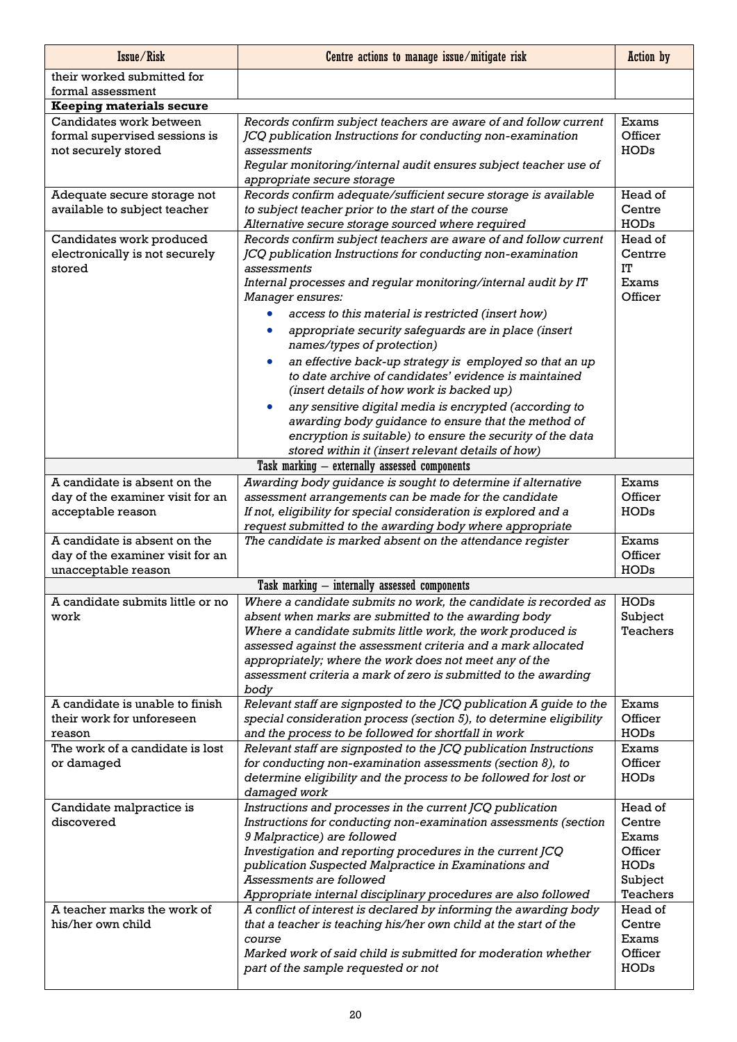| Issue/Risk | Centre actions to manage issue/mitigate risk | Action by |
|---|---|---|
| their worked submitted for formal assessment | | |
| **Keeping materials secure** | | |
| Candidates work between formal supervised sessions is not securely stored | *Records confirm subject teachers are aware of and follow current JCQ publication Instructions for conducting non-examination assessments*<br>*Regular monitoring/internal audit ensures subject teacher use of appropriate secure storage* | Exams Officer<br>HODs |
| Adequate secure storage not available to subject teacher | *Records confirm adequate/sufficient secure storage is available to subject teacher prior to the start of the course*<br>*Alternative secure storage sourced where required* | Head of Centre<br>HODs |
| Candidates work produced electronically is not securely stored | *Records confirm subject teachers are aware of and follow current JCQ publication Instructions for conducting non-examination assessments*<br>*Internal processes and regular monitoring/internal audit by IT Manager ensures:*<br>• *access to this material is restricted (insert how)*<br>• *appropriate security safeguards are in place (insert names/types of protection)*<br>• *an effective back-up strategy is employed so that an up to date archive of candidates' evidence is maintained (insert details of how work is backed up)*<br>• *any sensitive digital media is encrypted (according to awarding body guidance to ensure that the method of encryption is suitable) to ensure the security of the data stored within it (insert relevant details of how)* | Head of Centrre<br>IT<br>Exams Officer |
| **Task marking – externally assessed components** | | |
| A candidate is absent on the day of the examiner visit for an acceptable reason | *Awarding body guidance is sought to determine if alternative assessment arrangements can be made for the candidate*<br>*If not, eligibility for special consideration is explored and a request submitted to the awarding body where appropriate* | Exams Officer<br>HODs |
| A candidate is absent on the day of the examiner visit for an unacceptable reason | *The candidate is marked absent on the attendance register* | Exams Officer<br>HODs |
| **Task marking – internally assessed components** | | |
| A candidate submits little or no work | *Where a candidate submits no work, the candidate is recorded as absent when marks are submitted to the awarding body*<br>*Where a candidate submits little work, the work produced is assessed against the assessment criteria and a mark allocated appropriately; where the work does not meet any of the assessment criteria a mark of zero is submitted to the awarding body* | HODs<br>Subject Teachers |
| A candidate is unable to finish their work for unforeseen reason | *Relevant staff are signposted to the JCQ publication A guide to the special consideration process (section 5), to determine eligibility and the process to be followed for shortfall in work* | Exams Officer<br>HODs |
| The work of a candidate is lost or damaged | *Relevant staff are signposted to the JCQ publication Instructions for conducting non-examination assessments (section 8), to determine eligibility and the process to be followed for lost or damaged work* | Exams Officer<br>HODs |
| Candidate malpractice is discovered | *Instructions and processes in the current JCQ publication Instructions for conducting non-examination assessments (section 9 Malpractice) are followed*<br>*Investigation and reporting procedures in the current JCQ publication Suspected Malpractice in Examinations and Assessments are followed*<br>*Appropriate internal disciplinary procedures are also followed* | Head of Centre<br>Exams Officer<br>HODs<br>Subject Teachers |
| A teacher marks the work of his/her own child | *A conflict of interest is declared by informing the awarding body that a teacher is teaching his/her own child at the start of the course*<br>*Marked work of said child is submitted for moderation whether part of the sample requested or not* | Head of Centre<br>Exams Officer<br>HODs |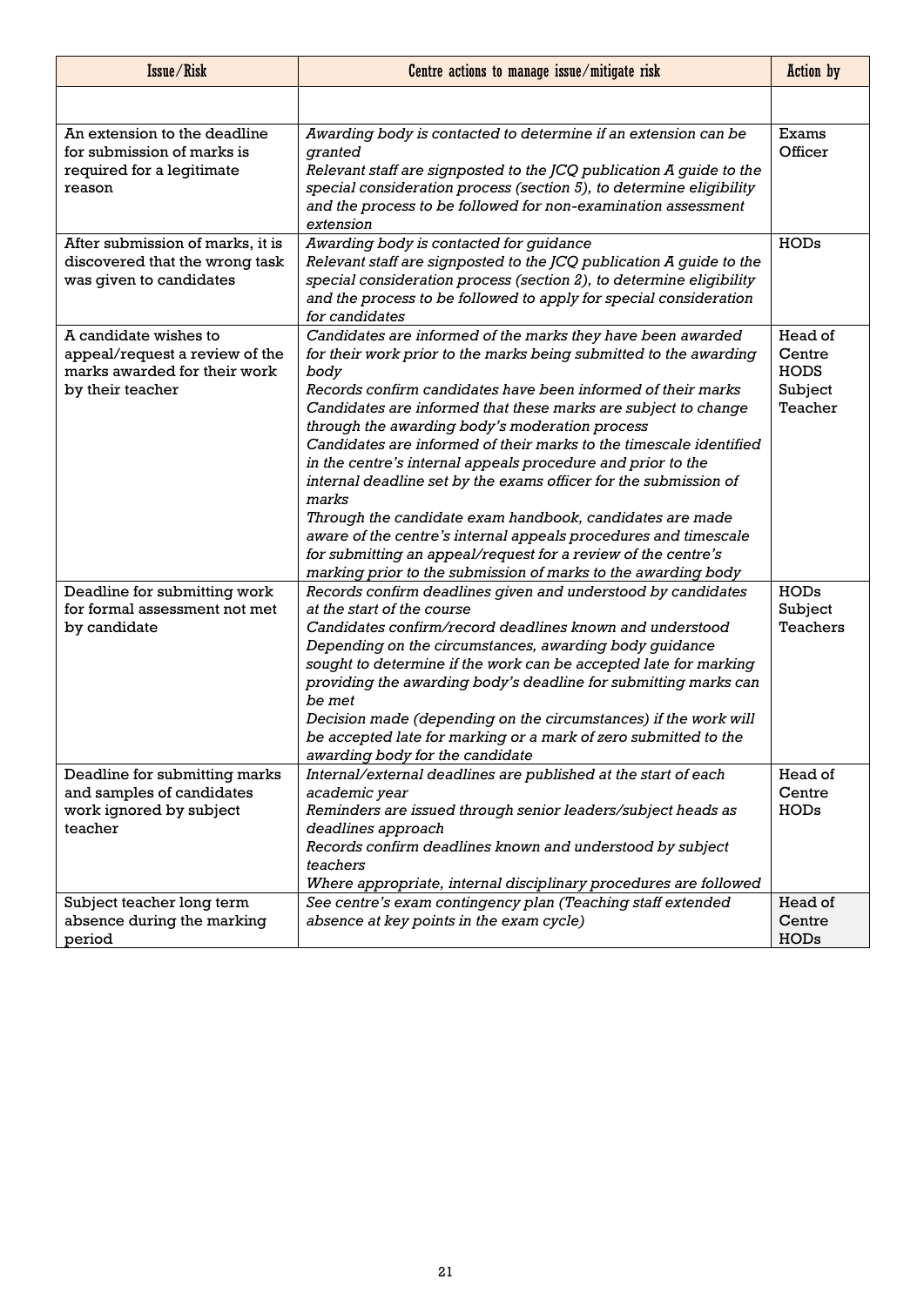| Issue/Risk | Centre actions to manage issue/mitigate risk | Action by |
|---|---|---|
| | | |
| An extension to the deadline for submission of marks is required for a legitimate reason | *Awarding body is contacted to determine if an extension can be granted*<br>*Relevant staff are signposted to the JCQ publication A guide to the special consideration process (section 5), to determine eligibility and the process to be followed for non-examination assessment extension* | Exams Officer |
| After submission of marks, it is discovered that the wrong task was given to candidates | *Awarding body is contacted for guidance*<br>*Relevant staff are signposted to the JCQ publication A guide to the special consideration process (section 2), to determine eligibility and the process to be followed to apply for special consideration for candidates* | HODs |
| A candidate wishes to appeal/request a review of the marks awarded for their work by their teacher | *Candidates are informed of the marks they have been awarded for their work prior to the marks being submitted to the awarding body*<br>*Records confirm candidates have been informed of their marks*<br>*Candidates are informed that these marks are subject to change through the awarding body's moderation process*<br>*Candidates are informed of their marks to the timescale identified in the centre's internal appeals procedure and prior to the internal deadline set by the exams officer for the submission of marks*<br>*Through the candidate exam handbook, candidates are made aware of the centre's internal appeals procedures and timescale for submitting an appeal/request for a review of the centre's marking prior to the submission of marks to the awarding body* | Head of Centre<br>HODS<br>Subject Teacher |
| Deadline for submitting work for formal assessment not met by candidate | *Records confirm deadlines given and understood by candidates at the start of the course*<br>*Candidates confirm/record deadlines known and understood*<br>*Depending on the circumstances, awarding body guidance sought to determine if the work can be accepted late for marking providing the awarding body's deadline for submitting marks can be met*<br>*Decision made (depending on the circumstances) if the work will be accepted late for marking or a mark of zero submitted to the awarding body for the candidate* | HODs<br>Subject Teachers |
| Deadline for submitting marks and samples of candidates work ignored by subject teacher | *Internal/external deadlines are published at the start of each academic year*<br>*Reminders are issued through senior leaders/subject heads as deadlines approach*<br>*Records confirm deadlines known and understood by subject teachers*<br>*Where appropriate, internal disciplinary procedures are followed* | Head of Centre<br>HODs |
| Subject teacher long term absence during the marking period | *See centre's exam contingency plan (Teaching staff extended absence at key points in the exam cycle)* | Head of Centre<br>HODs |